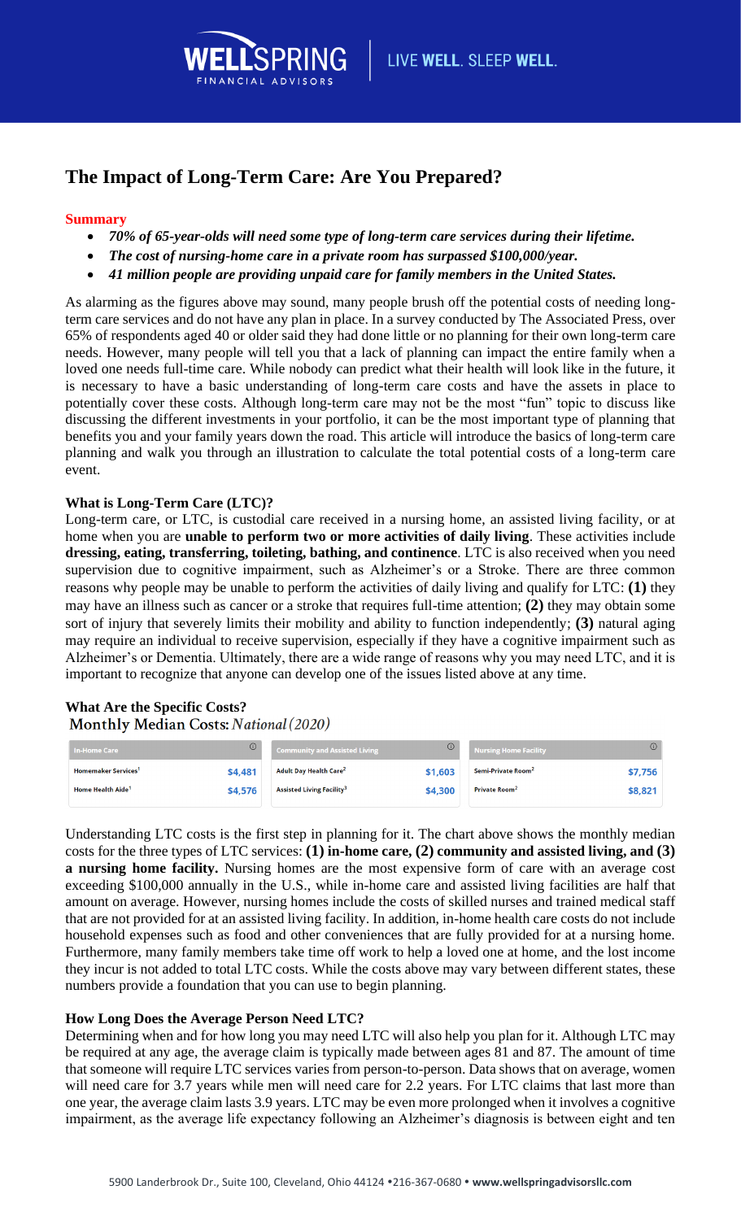# The Impact of Long-Term Care: Are You Prepared?

**Summary**

- ***70% of 65-year-olds will need some type of long-term care services during their lifetime.***
- ***The cost of nursing-home care in a private room has surpassed $100,000/year.***
- ***41 million people are providing unpaid care for family members in the United States.***

As alarming as the figures above may sound, many people brush off the potential costs of needing long-term care services and do not have any plan in place. In a survey conducted by The Associated Press, over 65% of respondents aged 40 or older said they had done little or no planning for their own long-term care needs. However, many people will tell you that a lack of planning can impact the entire family when a loved one needs full-time care. While nobody can predict what their health will look like in the future, it is necessary to have a basic understanding of long-term care costs and have the assets in place to potentially cover these costs. Although long-term care may not be the most "fun" topic to discuss like discussing the different investments in your portfolio, it can be the most important type of planning that benefits you and your family years down the road. This article will introduce the basics of long-term care planning and walk you through an illustration to calculate the total potential costs of a long-term care event.

**What is Long-Term Care (LTC)?**

Long-term care, or LTC, is custodial care received in a nursing home, an assisted living facility, or at home when you are **unable to perform two or more activities of daily living**. These activities include **dressing, eating, transferring, toileting, bathing, and continence**. LTC is also received when you need supervision due to cognitive impairment, such as Alzheimer's or a Stroke. There are three common reasons why people may be unable to perform the activities of daily living and qualify for LTC: **(1)** they may have an illness such as cancer or a stroke that requires full-time attention; **(2)** they may obtain some sort of injury that severely limits their mobility and ability to function independently; **(3)** natural aging may require an individual to receive supervision, especially if they have a cognitive impairment such as Alzheimer's or Dementia. Ultimately, there are a wide range of reasons why you may need LTC, and it is important to recognize that anyone can develop one of the issues listed above at any time.

**What Are the Specific Costs?**

**Monthly Median Costs:** *National (2020)*

| In-Home Care | | Community and Assisted Living | | Nursing Home Facility | |
|---|---|---|---|---|---|
| Homemaker Services[1] | $4,481 | Adult Day Health Care[2] | $1,603 | Semi-Private Room[2] | $7,756 |
| Home Health Aide[1] | $4,576 | Assisted Living Facility[3] | $4,300 | Private Room[2] | $8,821 |

Understanding LTC costs is the first step in planning for it. The chart above shows the monthly median costs for the three types of LTC services: **(1) in-home care, (2) community and assisted living, and (3) a nursing home facility.** Nursing homes are the most expensive form of care with an average cost exceeding $100,000 annually in the U.S., while in-home care and assisted living facilities are half that amount on average. However, nursing homes include the costs of skilled nurses and trained medical staff that are not provided for at an assisted living facility. In addition, in-home health care costs do not include household expenses such as food and other conveniences that are fully provided for at a nursing home. Furthermore, many family members take time off work to help a loved one at home, and the lost income they incur is not added to total LTC costs. While the costs above may vary between different states, these numbers provide a foundation that you can use to begin planning.

**How Long Does the Average Person Need LTC?**

Determining when and for how long you may need LTC will also help you plan for it. Although LTC may be required at any age, the average claim is typically made between ages 81 and 87. The amount of time that someone will require LTC services varies from person-to-person. Data shows that on average, women will need care for 3.7 years while men will need care for 2.2 years. For LTC claims that last more than one year, the average claim lasts 3.9 years. LTC may be even more prolonged when it involves a cognitive impairment, as the average life expectancy following an Alzheimer's diagnosis is between eight and ten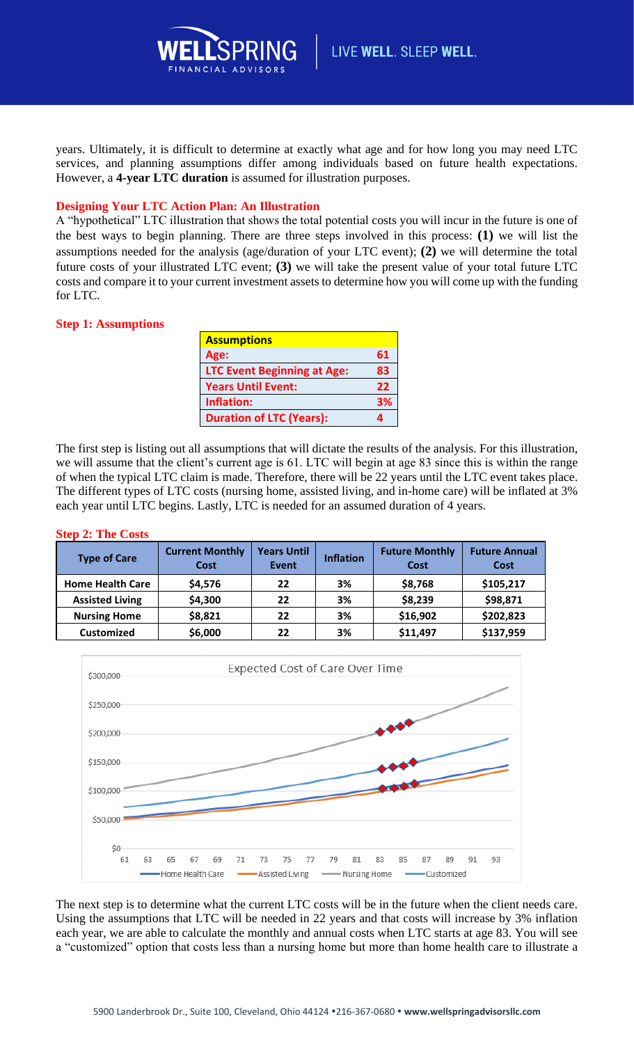years. Ultimately, it is difficult to determine at exactly what age and for how long you may need LTC services, and planning assumptions differ among individuals based on future health expectations. However, a **4-year LTC duration** is assumed for illustration purposes.

### Designing Your LTC Action Plan: An Illustration

A "hypothetical" LTC illustration that shows the total potential costs you will incur in the future is one of the best ways to begin planning. There are three steps involved in this process: **(1)** we will list the assumptions needed for the analysis (age/duration of your LTC event); **(2)** we will determine the total future costs of your illustrated LTC event; **(3)** we will take the present value of your total future LTC costs and compare it to your current investment assets to determine how you will come up with the funding for LTC.

### Step 1: Assumptions

| Assumptions | |
|---|---|
| Age: | 61 |
| LTC Event Beginning at Age: | 83 |
| Years Until Event: | 22 |
| Inflation: | 3% |
| Duration of LTC (Years): | 4 |

The first step is listing out all assumptions that will dictate the results of the analysis. For this illustration, we will assume that the client's current age is 61. LTC will begin at age 83 since this is within the range of when the typical LTC claim is made. Therefore, there will be 22 years until the LTC event takes place. The different types of LTC costs (nursing home, assisted living, and in-home care) will be inflated at 3% each year until LTC begins. Lastly, LTC is needed for an assumed duration of 4 years.

### Step 2: The Costs

| Type of Care | Current Monthly Cost | Years Until Event | Inflation | Future Monthly Cost | Future Annual Cost |
|---|---|---|---|---|---|
| Home Health Care | $4,576 | 22 | 3% | $8,768 | $105,217 |
| Assisted Living | $4,300 | 22 | 3% | $8,239 | $98,871 |
| Nursing Home | $8,821 | 22 | 3% | $16,902 | $202,823 |
| Customized | $6,000 | 22 | 3% | $11,497 | $137,959 |

Expected Cost of Care Over Time

$300,000
$250,000
$200,000
$150,000
$100,000
$50,000
$0

61 63 65 67 69 71 73 75 77 79 81 83 85 87 89 91 93

Home Health Care, Assisted Living, Nursing Home, Customized

The next step is to determine what the current LTC costs will be in the future when the client needs care. Using the assumptions that LTC will be needed in 22 years and that costs will increase by 3% inflation each year, we are able to calculate the monthly and annual costs when LTC starts at age 83. You will see a "customized" option that costs less than a nursing home but more than home health care to illustrate a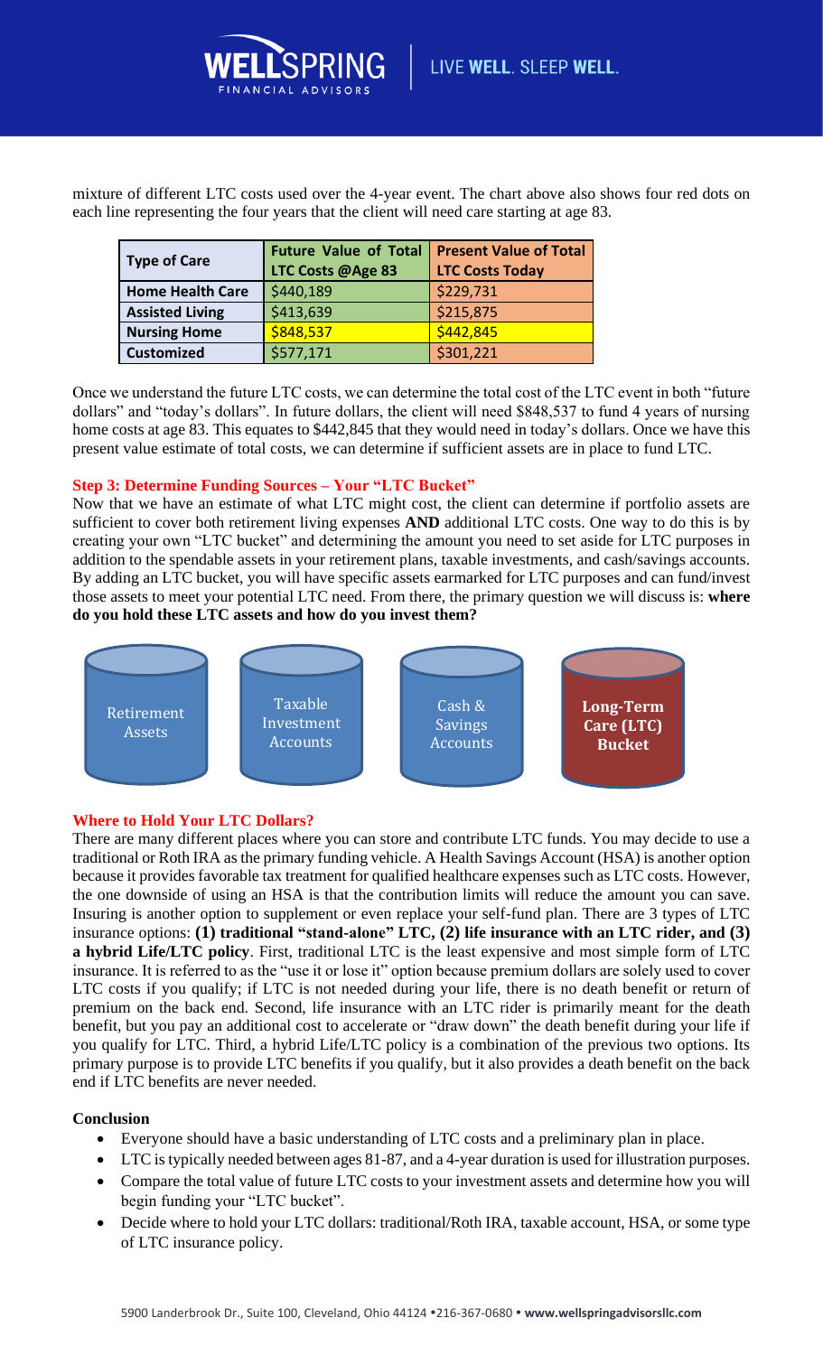mixture of different LTC costs used over the 4-year event. The chart above also shows four red dots on each line representing the four years that the client will need care starting at age 83.

| Type of Care | Future Value of Total LTC Costs @Age 83 | Present Value of Total LTC Costs Today |
|---|---|---|
| Home Health Care | $440,189 | $229,731 |
| Assisted Living | $413,639 | $215,875 |
| Nursing Home | $848,537 | $442,845 |
| Customized | $577,171 | $301,221 |

Once we understand the future LTC costs, we can determine the total cost of the LTC event in both "future dollars" and "today's dollars". In future dollars, the client will need $848,537 to fund 4 years of nursing home costs at age 83. This equates to $442,845 that they would need in today's dollars. Once we have this present value estimate of total costs, we can determine if sufficient assets are in place to fund LTC.

### Step 3: Determine Funding Sources – Your "LTC Bucket"

Now that we have an estimate of what LTC might cost, the client can determine if portfolio assets are sufficient to cover both retirement living expenses **AND** additional LTC costs. One way to do this is by creating your own "LTC bucket" and determining the amount you need to set aside for LTC purposes in addition to the spendable assets in your retirement plans, taxable investments, and cash/savings accounts. By adding an LTC bucket, you will have specific assets earmarked for LTC purposes and can fund/invest those assets to meet your potential LTC need. From there, the primary question we will discuss is: **where do you hold these LTC assets and how do you invest them?**

Retirement Assets

Taxable Investment Accounts

Cash & Savings Accounts

**Long-Term Care (LTC) Bucket**

### Where to Hold Your LTC Dollars?

There are many different places where you can store and contribute LTC funds. You may decide to use a traditional or Roth IRA as the primary funding vehicle. A Health Savings Account (HSA) is another option because it provides favorable tax treatment for qualified healthcare expenses such as LTC costs. However, the one downside of using an HSA is that the contribution limits will reduce the amount you can save. Insuring is another option to supplement or even replace your self-fund plan. There are 3 types of LTC insurance options: **(1) traditional "stand-alone" LTC, (2) life insurance with an LTC rider, and (3) a hybrid Life/LTC policy**. First, traditional LTC is the least expensive and most simple form of LTC insurance. It is referred to as the "use it or lose it" option because premium dollars are solely used to cover LTC costs if you qualify; if LTC is not needed during your life, there is no death benefit or return of premium on the back end. Second, life insurance with an LTC rider is primarily meant for the death benefit, but you pay an additional cost to accelerate or "draw down" the death benefit during your life if you qualify for LTC. Third, a hybrid Life/LTC policy is a combination of the previous two options. Its primary purpose is to provide LTC benefits if you qualify, but it also provides a death benefit on the back end if LTC benefits are never needed.

### Conclusion

- Everyone should have a basic understanding of LTC costs and a preliminary plan in place.
- LTC is typically needed between ages 81-87, and a 4-year duration is used for illustration purposes.
- Compare the total value of future LTC costs to your investment assets and determine how you will begin funding your "LTC bucket".
- Decide where to hold your LTC dollars: traditional/Roth IRA, taxable account, HSA, or some type of LTC insurance policy.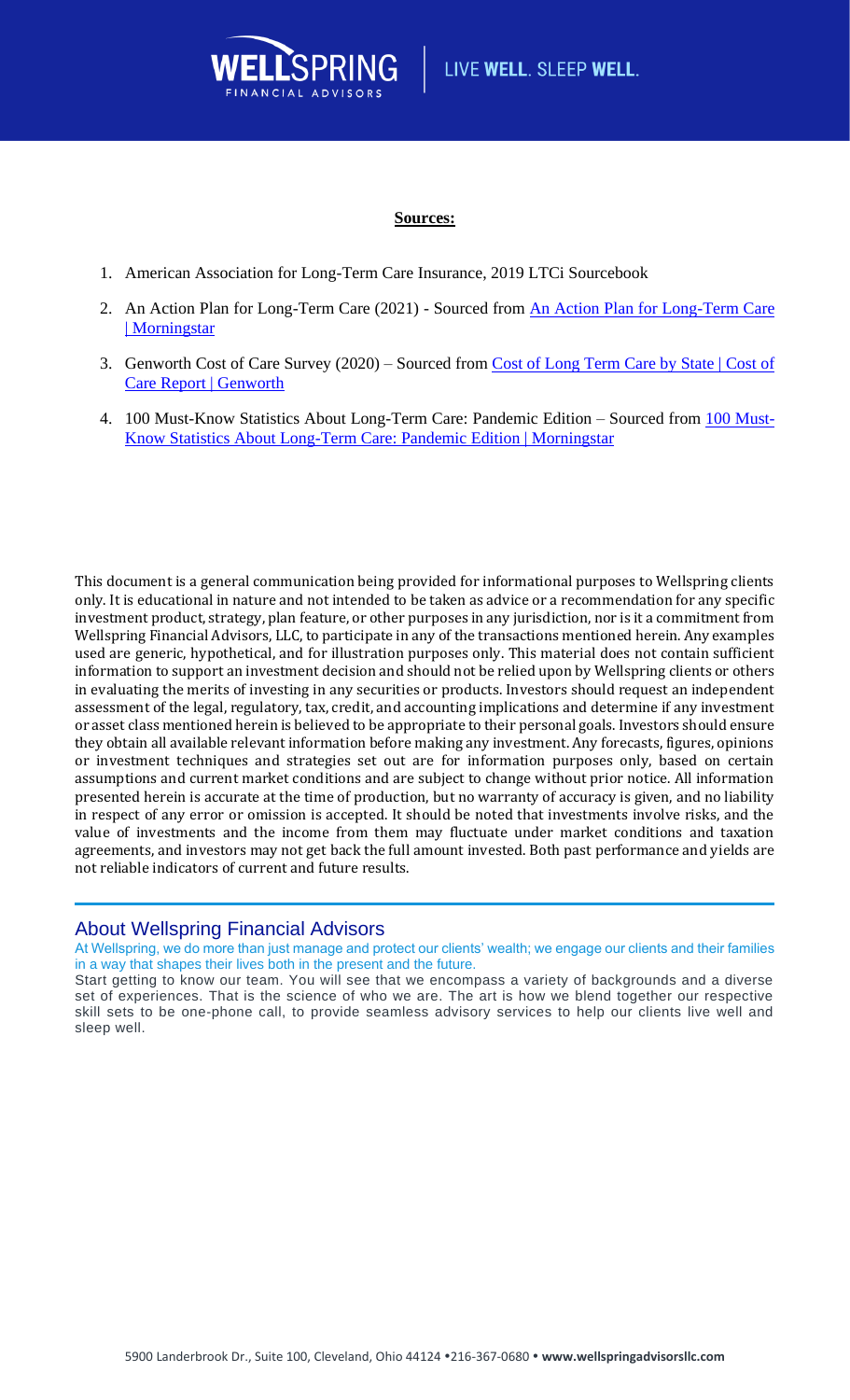## Sources:

1. American Association for Long-Term Care Insurance, 2019 LTCi Sourcebook
2. An Action Plan for Long-Term Care (2021) - Sourced from An Action Plan for Long-Term Care | Morningstar
3. Genworth Cost of Care Survey (2020) – Sourced from Cost of Long Term Care by State | Cost of Care Report | Genworth
4. 100 Must-Know Statistics About Long-Term Care: Pandemic Edition – Sourced from 100 Must-Know Statistics About Long-Term Care: Pandemic Edition | Morningstar

This document is a general communication being provided for informational purposes to Wellspring clients only. It is educational in nature and not intended to be taken as advice or a recommendation for any specific investment product, strategy, plan feature, or other purposes in any jurisdiction, nor is it a commitment from Wellspring Financial Advisors, LLC, to participate in any of the transactions mentioned herein. Any examples used are generic, hypothetical, and for illustration purposes only. This material does not contain sufficient information to support an investment decision and should not be relied upon by Wellspring clients or others in evaluating the merits of investing in any securities or products. Investors should request an independent assessment of the legal, regulatory, tax, credit, and accounting implications and determine if any investment or asset class mentioned herein is believed to be appropriate to their personal goals. Investors should ensure they obtain all available relevant information before making any investment. Any forecasts, figures, opinions or investment techniques and strategies set out are for information purposes only, based on certain assumptions and current market conditions and are subject to change without prior notice. All information presented herein is accurate at the time of production, but no warranty of accuracy is given, and no liability in respect of any error or omission is accepted. It should be noted that investments involve risks, and the value of investments and the income from them may fluctuate under market conditions and taxation agreements, and investors may not get back the full amount invested. Both past performance and yields are not reliable indicators of current and future results.

## About Wellspring Financial Advisors

At Wellspring, we do more than just manage and protect our clients' wealth; we engage our clients and their families in a way that shapes their lives both in the present and the future.

Start getting to know our team. You will see that we encompass a variety of backgrounds and a diverse set of experiences. That is the science of who we are. The art is how we blend together our respective skill sets to be one-phone call, to provide seamless advisory services to help our clients live well and sleep well.

5900 Landerbrook Dr., Suite 100, Cleveland, Ohio 44124 •216-367-0680 • **www.wellspringadvisorsllc.com**